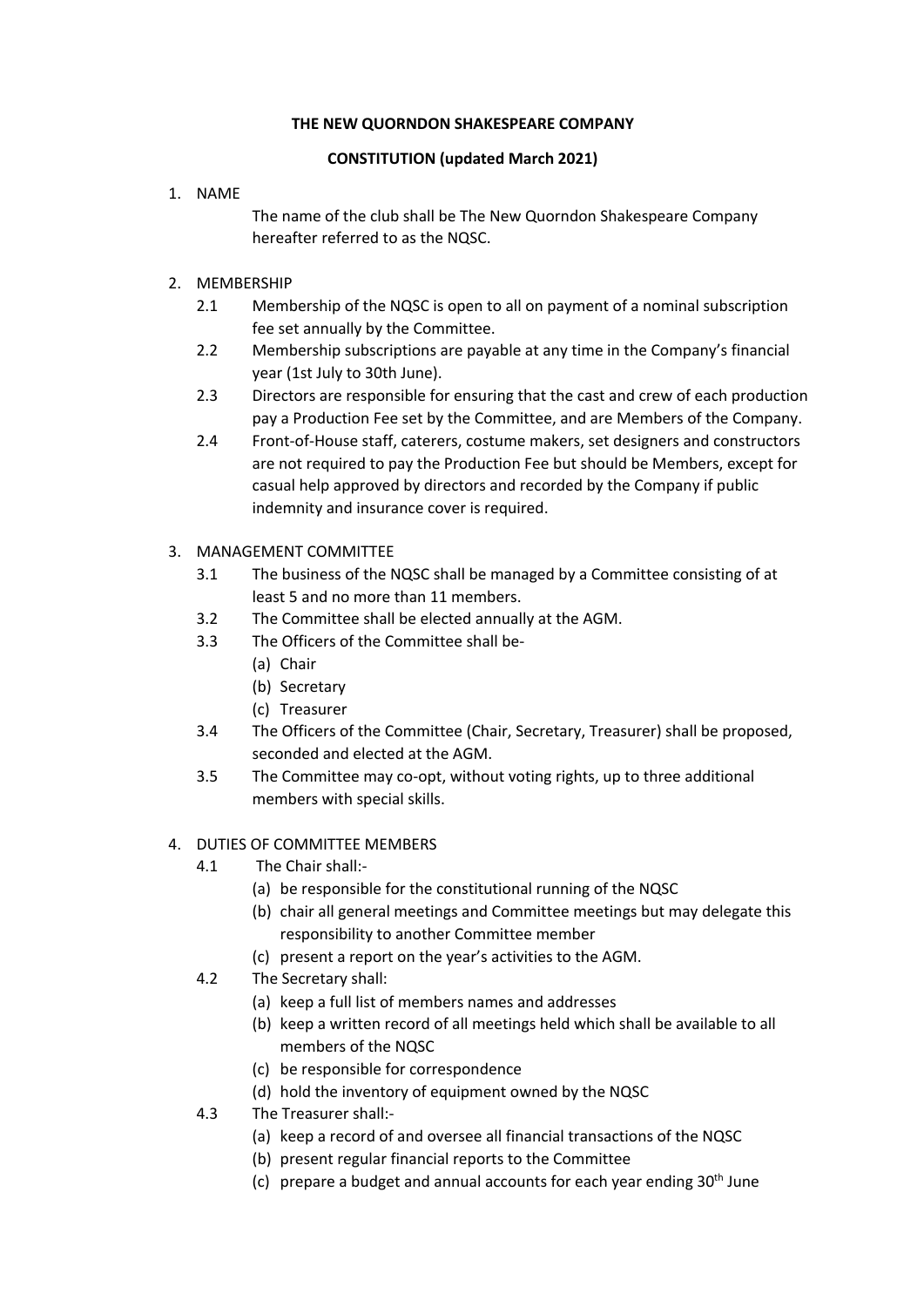**THE NEW QUORNDON SHAKESPEARE COMPANY**

**CONSTITUTION (updated March 2021)**

1. NAME

   The name of the club shall be The New Quorndon Shakespeare Company hereafter referred to as the NQSC.

2. MEMBERSHIP

   2.1 Membership of the NQSC is open to all on payment of a nominal subscription fee set annually by the Committee.

   2.2 Membership subscriptions are payable at any time in the Company's financial year (1st July to 30th June).

   2.3 Directors are responsible for ensuring that the cast and crew of each production pay a Production Fee set by the Committee, and are Members of the Company.

   2.4 Front-of-House staff, caterers, costume makers, set designers and constructors are not required to pay the Production Fee but should be Members, except for casual help approved by directors and recorded by the Company if public indemnity and insurance cover is required.

3. MANAGEMENT COMMITTEE

   3.1 The business of the NQSC shall be managed by a Committee consisting of at least 5 and no more than 11 members.

   3.2 The Committee shall be elected annually at the AGM.

   3.3 The Officers of the Committee shall be-
      (a) Chair
      (b) Secretary
      (c) Treasurer

   3.4 The Officers of the Committee (Chair, Secretary, Treasurer) shall be proposed, seconded and elected at the AGM.

   3.5 The Committee may co-opt, without voting rights, up to three additional members with special skills.

4. DUTIES OF COMMITTEE MEMBERS

   4.1 The Chair shall:-
      (a) be responsible for the constitutional running of the NQSC
      (b) chair all general meetings and Committee meetings but may delegate this responsibility to another Committee member
      (c) present a report on the year's activities to the AGM.

   4.2 The Secretary shall:
      (a) keep a full list of members names and addresses
      (b) keep a written record of all meetings held which shall be available to all members of the NQSC
      (c) be responsible for correspondence
      (d) hold the inventory of equipment owned by the NQSC

   4.3 The Treasurer shall:-
      (a) keep a record of and oversee all financial transactions of the NQSC
      (b) present regular financial reports to the Committee
      (c) prepare a budget and annual accounts for each year ending 30th June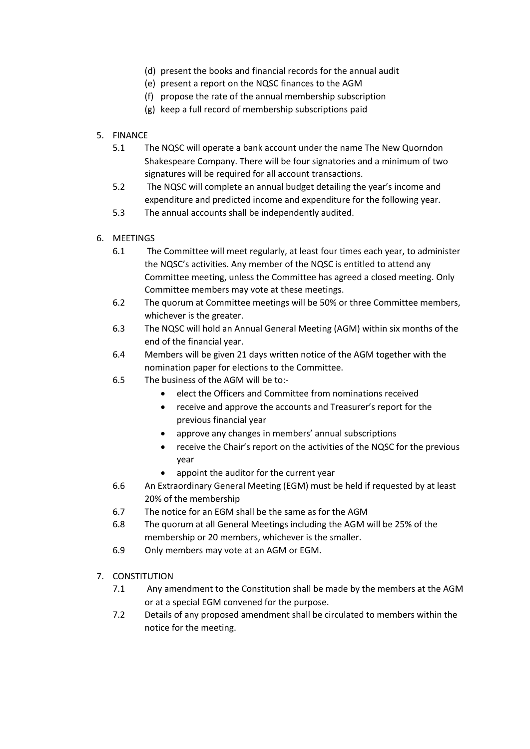(d) present the books and financial records for the annual audit
(e) present a report on the NQSC finances to the AGM
(f) propose the rate of the annual membership subscription
(g) keep a full record of membership subscriptions paid

5. FINANCE
   - 5.1 The NQSC will operate a bank account under the name The New Quorndon Shakespeare Company. There will be four signatories and a minimum of two signatures will be required for all account transactions.
   - 5.2 The NQSC will complete an annual budget detailing the year's income and expenditure and predicted income and expenditure for the following year.
   - 5.3 The annual accounts shall be independently audited.

6. MEETINGS
   - 6.1 The Committee will meet regularly, at least four times each year, to administer the NQSC's activities. Any member of the NQSC is entitled to attend any Committee meeting, unless the Committee has agreed a closed meeting. Only Committee members may vote at these meetings.
   - 6.2 The quorum at Committee meetings will be 50% or three Committee members, whichever is the greater.
   - 6.3 The NQSC will hold an Annual General Meeting (AGM) within six months of the end of the financial year.
   - 6.4 Members will be given 21 days written notice of the AGM together with the nomination paper for elections to the Committee.
   - 6.5 The business of the AGM will be to:-
     - elect the Officers and Committee from nominations received
     - receive and approve the accounts and Treasurer's report for the previous financial year
     - approve any changes in members' annual subscriptions
     - receive the Chair's report on the activities of the NQSC for the previous year
     - appoint the auditor for the current year
   - 6.6 An Extraordinary General Meeting (EGM) must be held if requested by at least 20% of the membership
   - 6.7 The notice for an EGM shall be the same as for the AGM
   - 6.8 The quorum at all General Meetings including the AGM will be 25% of the membership or 20 members, whichever is the smaller.
   - 6.9 Only members may vote at an AGM or EGM.

7. CONSTITUTION
   - 7.1 Any amendment to the Constitution shall be made by the members at the AGM or at a special EGM convened for the purpose.
   - 7.2 Details of any proposed amendment shall be circulated to members within the notice for the meeting.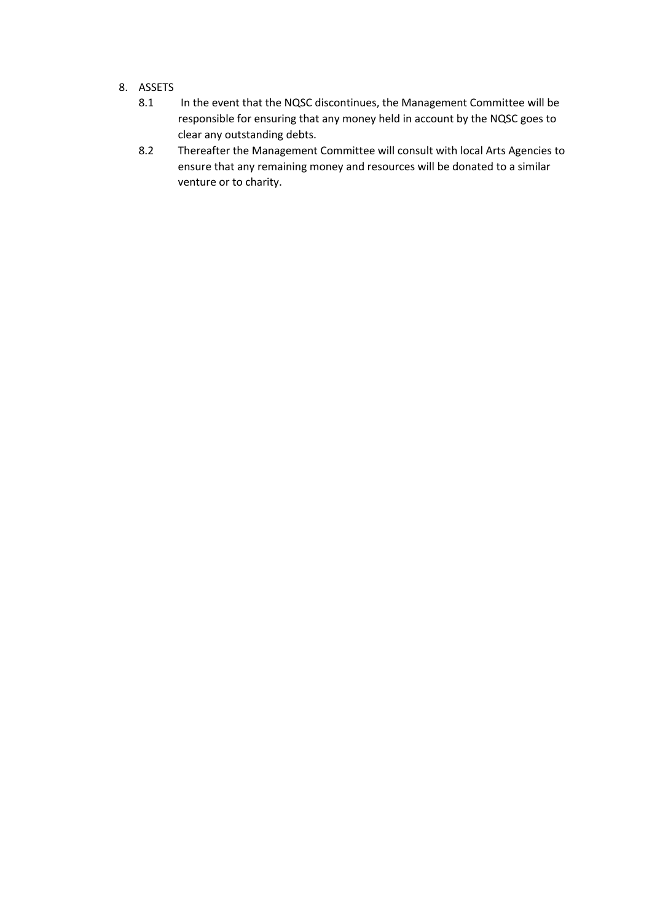8. ASSETS

   8.1 In the event that the NQSC discontinues, the Management Committee will be responsible for ensuring that any money held in account by the NQSC goes to clear any outstanding debts.

   8.2 Thereafter the Management Committee will consult with local Arts Agencies to ensure that any remaining money and resources will be donated to a similar venture or to charity.